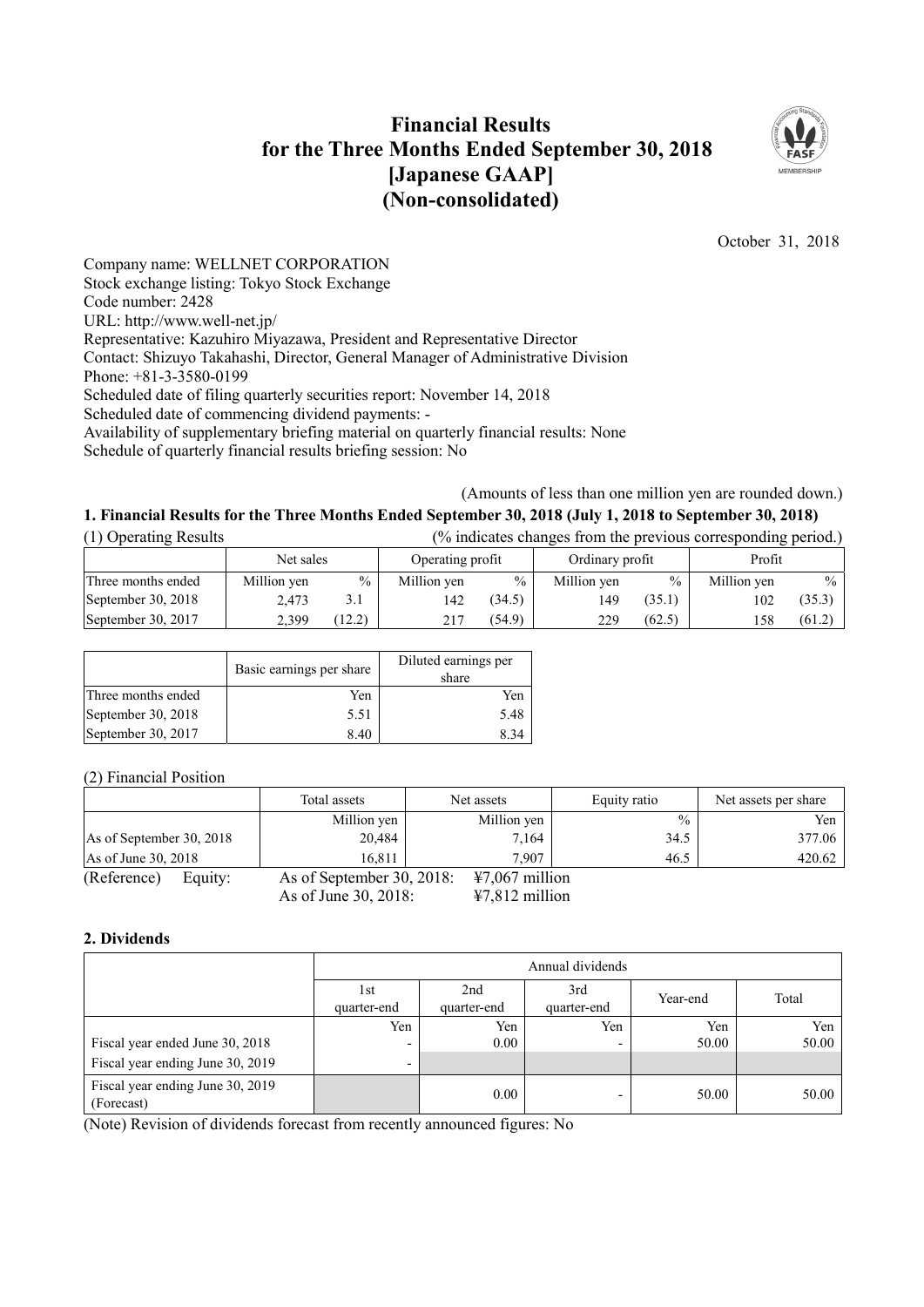# Financial Results for the Three Months Ended September 30, 2018 [Japanese GAAP] (Non-consolidated)

October 31, 2018

Company name: WELLNET CORPORATION
Stock exchange listing: Tokyo Stock Exchange
Code number: 2428
URL: http://www.well-net.jp/
Representative: Kazuhiro Miyazawa, President and Representative Director
Contact: Shizuyo Takahashi, Director, General Manager of Administrative Division
Phone: +81-3-3580-0199
Scheduled date of filing quarterly securities report: November 14, 2018
Scheduled date of commencing dividend payments: -
Availability of supplementary briefing material on quarterly financial results: None
Schedule of quarterly financial results briefing session: No

(Amounts of less than one million yen are rounded down.)

## 1. Financial Results for the Three Months Ended September 30, 2018 (July 1, 2018 to September 30, 2018)

(1) Operating Results (% indicates changes from the previous corresponding period.)

| | Net sales | | Operating profit | | Ordinary profit | | Profit | |
|---|---|---|---|---|---|---|---|---|
| Three months ended | Million yen | % | Million yen | % | Million yen | % | Million yen | % |
| September 30, 2018 | 2,473 | 3.1 | 142 | (34.5) | 149 | (35.1) | 102 | (35.3) |
| September 30, 2017 | 2,399 | (12.2) | 217 | (54.9) | 229 | (62.5) | 158 | (61.2) |

| | Basic earnings per share | Diluted earnings per share |
|---|---|---|
| Three months ended | Yen | Yen |
| September 30, 2018 | 5.51 | 5.48 |
| September 30, 2017 | 8.40 | 8.34 |

(2) Financial Position

| | Total assets | Net assets | Equity ratio | Net assets per share |
|---|---|---|---|---|
| | Million yen | Million yen | % | Yen |
| As of September 30, 2018 | 20,484 | 7,164 | 34.5 | 377.06 |
| As of June 30, 2018 | 16,811 | 7,907 | 46.5 | 420.62 |

(Reference) Equity: As of September 30, 2018: ¥7,067 million
As of June 30, 2018: ¥7,812 million

## 2. Dividends

| | Annual dividends | | | | |
|---|---|---|---|---|---|
| | 1st quarter-end | 2nd quarter-end | 3rd quarter-end | Year-end | Total |
| | Yen | Yen | Yen | Yen | Yen |
| Fiscal year ended June 30, 2018 | - | 0.00 | - | 50.00 | 50.00 |
| Fiscal year ending June 30, 2019 | - | | | | |
| Fiscal year ending June 30, 2019 (Forecast) | | 0.00 | - | 50.00 | 50.00 |

(Note) Revision of dividends forecast from recently announced figures: No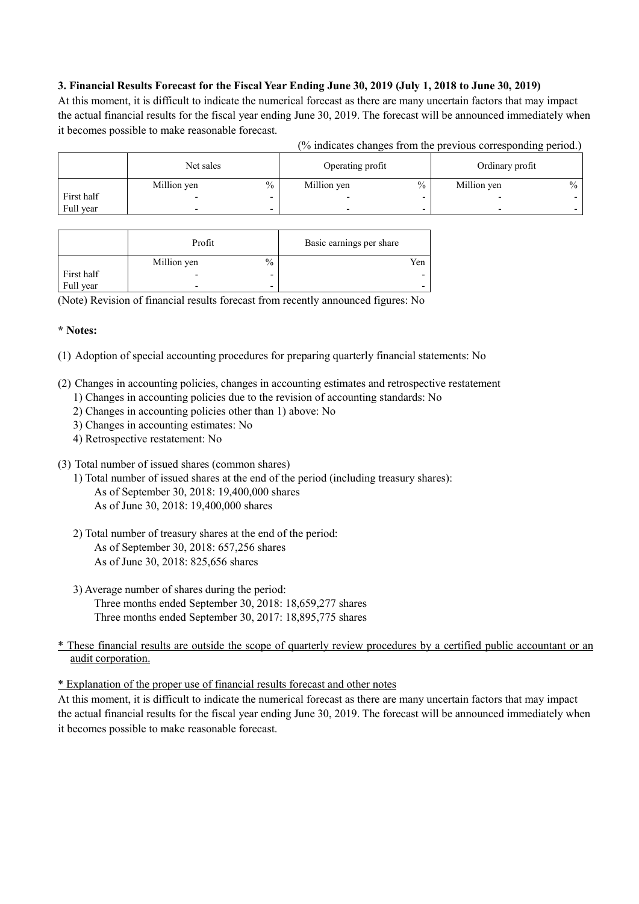### 3. Financial Results Forecast for the Fiscal Year Ending June 30, 2019 (July 1, 2018 to June 30, 2019)

At this moment, it is difficult to indicate the numerical forecast as there are many uncertain factors that may impact the actual financial results for the fiscal year ending June 30, 2019. The forecast will be announced immediately when it becomes possible to make reasonable forecast.

(% indicates changes from the previous corresponding period.)

| | Net sales | | Operating profit | | Ordinary profit | |
|---|---|---|---|---|---|---|
| | Million yen | % | Million yen | % | Million yen | % |
| First half | - | - | - | - | - | - |
| Full year | - | - | - | - | - | - |

| | Profit | | Basic earnings per share |
|---|---|---|---|
| | Million yen | % | Yen |
| First half | - | - | - |
| Full year | - | - | - |

(Note) Revision of financial results forecast from recently announced figures: No

**\* Notes:**

(1) Adoption of special accounting procedures for preparing quarterly financial statements: No

(2) Changes in accounting policies, changes in accounting estimates and retrospective restatement
  1) Changes in accounting policies due to the revision of accounting standards: No
  2) Changes in accounting policies other than 1) above: No
  3) Changes in accounting estimates: No
  4) Retrospective restatement: No

(3) Total number of issued shares (common shares)
  1) Total number of issued shares at the end of the period (including treasury shares):
    As of September 30, 2018: 19,400,000 shares
    As of June 30, 2018: 19,400,000 shares

  2) Total number of treasury shares at the end of the period:
    As of September 30, 2018: 657,256 shares
    As of June 30, 2018: 825,656 shares

  3) Average number of shares during the period:
    Three months ended September 30, 2018: 18,659,277 shares
    Three months ended September 30, 2017: 18,895,775 shares

\* These financial results are outside the scope of quarterly review procedures by a certified public accountant or an audit corporation.

\* Explanation of the proper use of financial results forecast and other notes

At this moment, it is difficult to indicate the numerical forecast as there are many uncertain factors that may impact the actual financial results for the fiscal year ending June 30, 2019. The forecast will be announced immediately when it becomes possible to make reasonable forecast.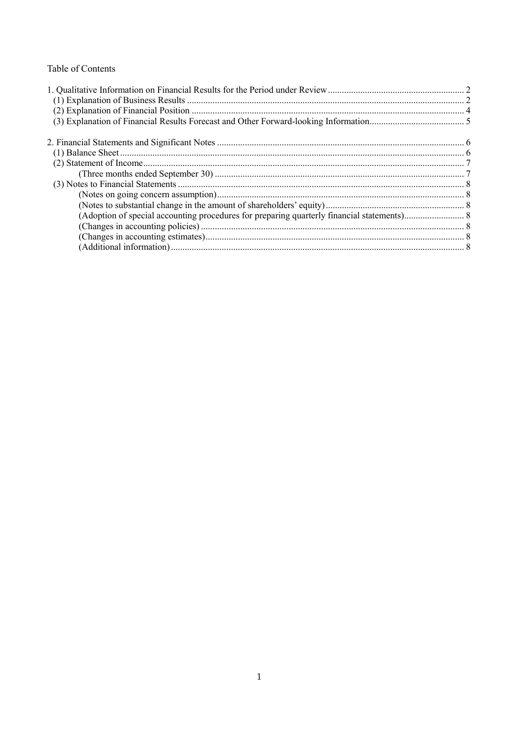Table of Contents

1. Qualitative Information on Financial Results for the Period under Review .......... 2
   (1) Explanation of Business Results .......... 2
   (2) Explanation of Financial Position .......... 4
   (3) Explanation of Financial Results Forecast and Other Forward-looking Information .......... 5

2. Financial Statements and Significant Notes .......... 6
   (1) Balance Sheet .......... 6
   (2) Statement of Income .......... 7
      (Three months ended September 30) .......... 7
   (3) Notes to Financial Statements .......... 8
      (Notes on going concern assumption) .......... 8
      (Notes to substantial change in the amount of shareholders' equity) .......... 8
      (Adoption of special accounting procedures for preparing quarterly financial statements) .......... 8
      (Changes in accounting policies) .......... 8
      (Changes in accounting estimates) .......... 8
      (Additional information) .......... 8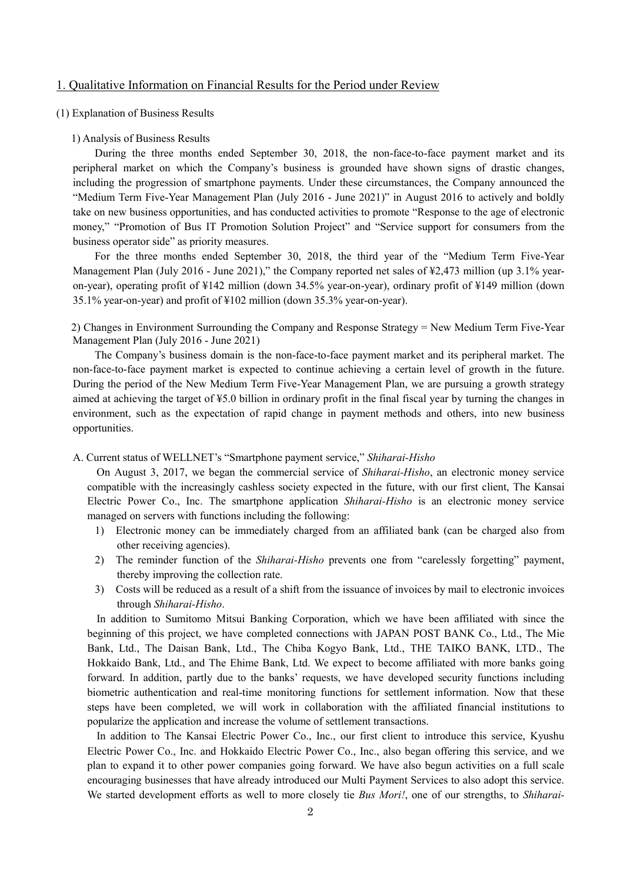## 1. Qualitative Information on Financial Results for the Period under Review

### (1) Explanation of Business Results

#### 1) Analysis of Business Results

During the three months ended September 30, 2018, the non-face-to-face payment market and its peripheral market on which the Company's business is grounded have shown signs of drastic changes, including the progression of smartphone payments. Under these circumstances, the Company announced the "Medium Term Five-Year Management Plan (July 2016 - June 2021)" in August 2016 to actively and boldly take on new business opportunities, and has conducted activities to promote "Response to the age of electronic money," "Promotion of Bus IT Promotion Solution Project" and "Service support for consumers from the business operator side" as priority measures.

For the three months ended September 30, 2018, the third year of the "Medium Term Five-Year Management Plan (July 2016 - June 2021)," the Company reported net sales of ¥2,473 million (up 3.1% year-on-year), operating profit of ¥142 million (down 34.5% year-on-year), ordinary profit of ¥149 million (down 35.1% year-on-year) and profit of ¥102 million (down 35.3% year-on-year).

#### 2) Changes in Environment Surrounding the Company and Response Strategy = New Medium Term Five-Year Management Plan (July 2016 - June 2021)

The Company's business domain is the non-face-to-face payment market and its peripheral market. The non-face-to-face payment market is expected to continue achieving a certain level of growth in the future. During the period of the New Medium Term Five-Year Management Plan, we are pursuing a growth strategy aimed at achieving the target of ¥5.0 billion in ordinary profit in the final fiscal year by turning the changes in environment, such as the expectation of rapid change in payment methods and others, into new business opportunities.

##### A. Current status of WELLNET's "Smartphone payment service," *Shiharai-Hisho*

On August 3, 2017, we began the commercial service of *Shiharai-Hisho*, an electronic money service compatible with the increasingly cashless society expected in the future, with our first client, The Kansai Electric Power Co., Inc. The smartphone application *Shiharai-Hisho* is an electronic money service managed on servers with functions including the following:

1) Electronic money can be immediately charged from an affiliated bank (can be charged also from other receiving agencies).
2) The reminder function of the *Shiharai-Hisho* prevents one from "carelessly forgetting" payment, thereby improving the collection rate.
3) Costs will be reduced as a result of a shift from the issuance of invoices by mail to electronic invoices through *Shiharai-Hisho*.

In addition to Sumitomo Mitsui Banking Corporation, which we have been affiliated with since the beginning of this project, we have completed connections with JAPAN POST BANK Co., Ltd., The Mie Bank, Ltd., The Daisan Bank, Ltd., The Chiba Kogyo Bank, Ltd., THE TAIKO BANK, LTD., The Hokkaido Bank, Ltd., and The Ehime Bank, Ltd. We expect to become affiliated with more banks going forward. In addition, partly due to the banks' requests, we have developed security functions including biometric authentication and real-time monitoring functions for settlement information. Now that these steps have been completed, we will work in collaboration with the affiliated financial institutions to popularize the application and increase the volume of settlement transactions.

In addition to The Kansai Electric Power Co., Inc., our first client to introduce this service, Kyushu Electric Power Co., Inc. and Hokkaido Electric Power Co., Inc., also began offering this service, and we plan to expand it to other power companies going forward. We have also begun activities on a full scale encouraging businesses that have already introduced our Multi Payment Services to also adopt this service. We started development efforts as well to more closely tie *Bus Mori!*, one of our strengths, to *Shiharai-*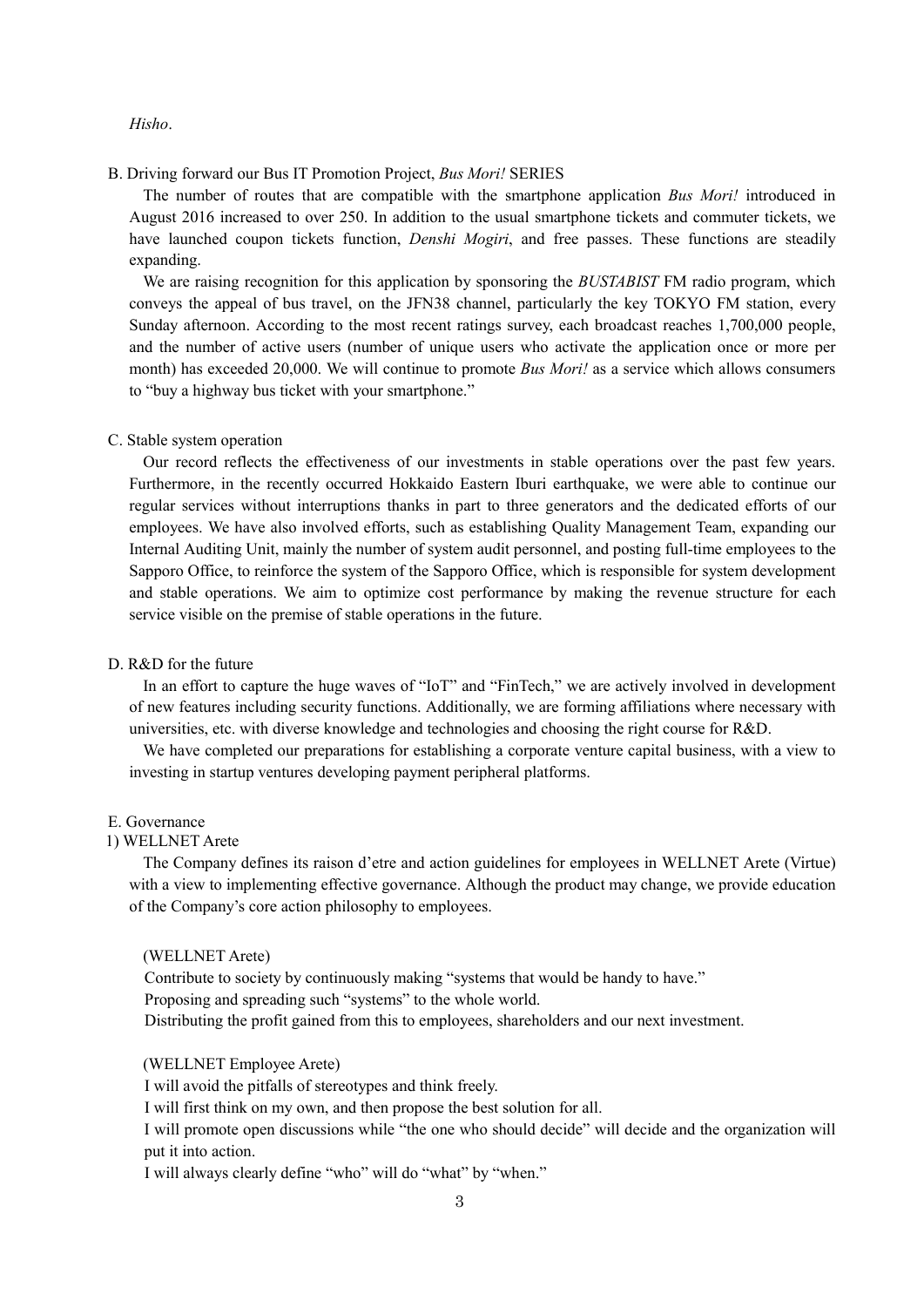*Hisho*.

B. Driving forward our Bus IT Promotion Project, *Bus Mori!* SERIES

The number of routes that are compatible with the smartphone application *Bus Mori!* introduced in August 2016 increased to over 250. In addition to the usual smartphone tickets and commuter tickets, we have launched coupon tickets function, *Denshi Mogiri*, and free passes. These functions are steadily expanding.

We are raising recognition for this application by sponsoring the *BUSTABIST* FM radio program, which conveys the appeal of bus travel, on the JFN38 channel, particularly the key TOKYO FM station, every Sunday afternoon. According to the most recent ratings survey, each broadcast reaches 1,700,000 people, and the number of active users (number of unique users who activate the application once or more per month) has exceeded 20,000. We will continue to promote *Bus Mori!* as a service which allows consumers to "buy a highway bus ticket with your smartphone."

C. Stable system operation

Our record reflects the effectiveness of our investments in stable operations over the past few years. Furthermore, in the recently occurred Hokkaido Eastern Iburi earthquake, we were able to continue our regular services without interruptions thanks in part to three generators and the dedicated efforts of our employees. We have also involved efforts, such as establishing Quality Management Team, expanding our Internal Auditing Unit, mainly the number of system audit personnel, and posting full-time employees to the Sapporo Office, to reinforce the system of the Sapporo Office, which is responsible for system development and stable operations. We aim to optimize cost performance by making the revenue structure for each service visible on the premise of stable operations in the future.

D. R&D for the future

In an effort to capture the huge waves of "IoT" and "FinTech," we are actively involved in development of new features including security functions. Additionally, we are forming affiliations where necessary with universities, etc. with diverse knowledge and technologies and choosing the right course for R&D.

We have completed our preparations for establishing a corporate venture capital business, with a view to investing in startup ventures developing payment peripheral platforms.

E. Governance

1) WELLNET Arete

The Company defines its raison d'etre and action guidelines for employees in WELLNET Arete (Virtue) with a view to implementing effective governance. Although the product may change, we provide education of the Company's core action philosophy to employees.

(WELLNET Arete)

Contribute to society by continuously making "systems that would be handy to have."
Proposing and spreading such "systems" to the whole world.
Distributing the profit gained from this to employees, shareholders and our next investment.

(WELLNET Employee Arete)

I will avoid the pitfalls of stereotypes and think freely.
I will first think on my own, and then propose the best solution for all.
I will promote open discussions while "the one who should decide" will decide and the organization will put it into action.
I will always clearly define "who" will do "what" by "when."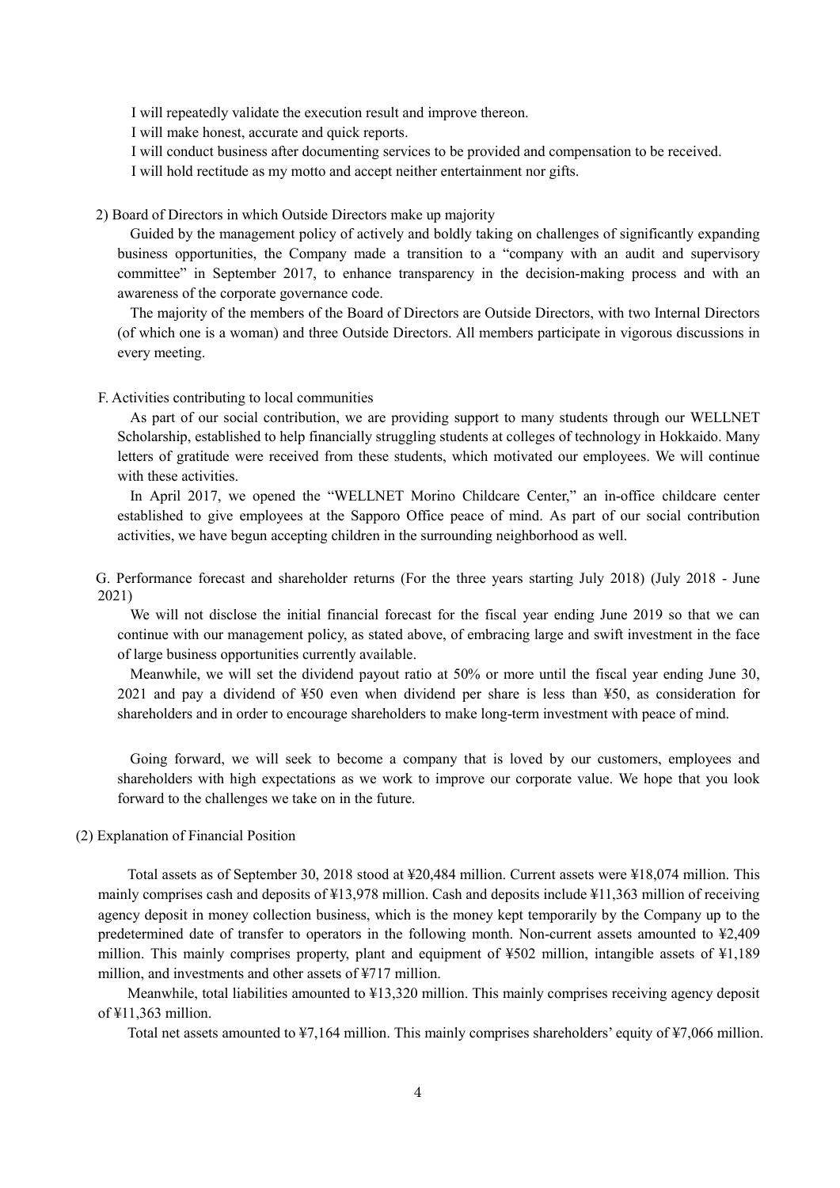I will repeatedly validate the execution result and improve thereon.

I will make honest, accurate and quick reports.

I will conduct business after documenting services to be provided and compensation to be received.

I will hold rectitude as my motto and accept neither entertainment nor gifts.

2) Board of Directors in which Outside Directors make up majority

Guided by the management policy of actively and boldly taking on challenges of significantly expanding business opportunities, the Company made a transition to a "company with an audit and supervisory committee" in September 2017, to enhance transparency in the decision-making process and with an awareness of the corporate governance code.

The majority of the members of the Board of Directors are Outside Directors, with two Internal Directors (of which one is a woman) and three Outside Directors. All members participate in vigorous discussions in every meeting.

F. Activities contributing to local communities

As part of our social contribution, we are providing support to many students through our WELLNET Scholarship, established to help financially struggling students at colleges of technology in Hokkaido. Many letters of gratitude were received from these students, which motivated our employees. We will continue with these activities.

In April 2017, we opened the "WELLNET Morino Childcare Center," an in-office childcare center established to give employees at the Sapporo Office peace of mind. As part of our social contribution activities, we have begun accepting children in the surrounding neighborhood as well.

G. Performance forecast and shareholder returns (For the three years starting July 2018) (July 2018 - June 2021)

We will not disclose the initial financial forecast for the fiscal year ending June 2019 so that we can continue with our management policy, as stated above, of embracing large and swift investment in the face of large business opportunities currently available.

Meanwhile, we will set the dividend payout ratio at 50% or more until the fiscal year ending June 30, 2021 and pay a dividend of ¥50 even when dividend per share is less than ¥50, as consideration for shareholders and in order to encourage shareholders to make long-term investment with peace of mind.

Going forward, we will seek to become a company that is loved by our customers, employees and shareholders with high expectations as we work to improve our corporate value. We hope that you look forward to the challenges we take on in the future.

(2) Explanation of Financial Position

Total assets as of September 30, 2018 stood at ¥20,484 million. Current assets were ¥18,074 million. This mainly comprises cash and deposits of ¥13,978 million. Cash and deposits include ¥11,363 million of receiving agency deposit in money collection business, which is the money kept temporarily by the Company up to the predetermined date of transfer to operators in the following month. Non-current assets amounted to ¥2,409 million. This mainly comprises property, plant and equipment of ¥502 million, intangible assets of ¥1,189 million, and investments and other assets of ¥717 million.

Meanwhile, total liabilities amounted to ¥13,320 million. This mainly comprises receiving agency deposit of ¥11,363 million.

Total net assets amounted to ¥7,164 million. This mainly comprises shareholders' equity of ¥7,066 million.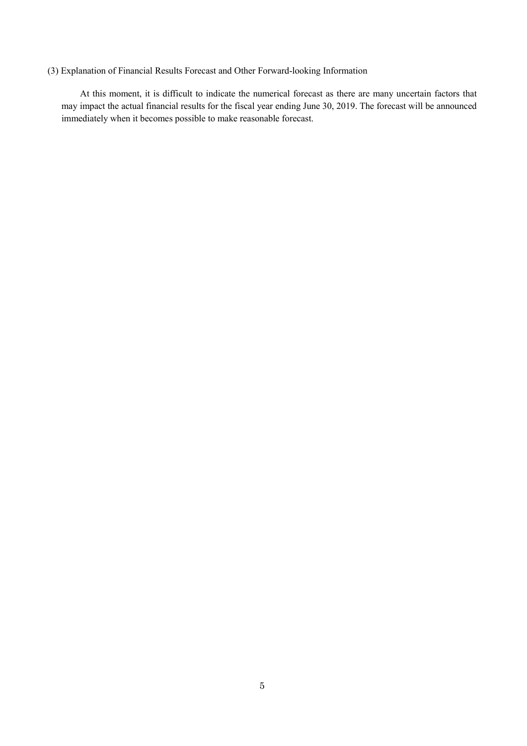### (3) Explanation of Financial Results Forecast and Other Forward-looking Information

At this moment, it is difficult to indicate the numerical forecast as there are many uncertain factors that may impact the actual financial results for the fiscal year ending June 30, 2019. The forecast will be announced immediately when it becomes possible to make reasonable forecast.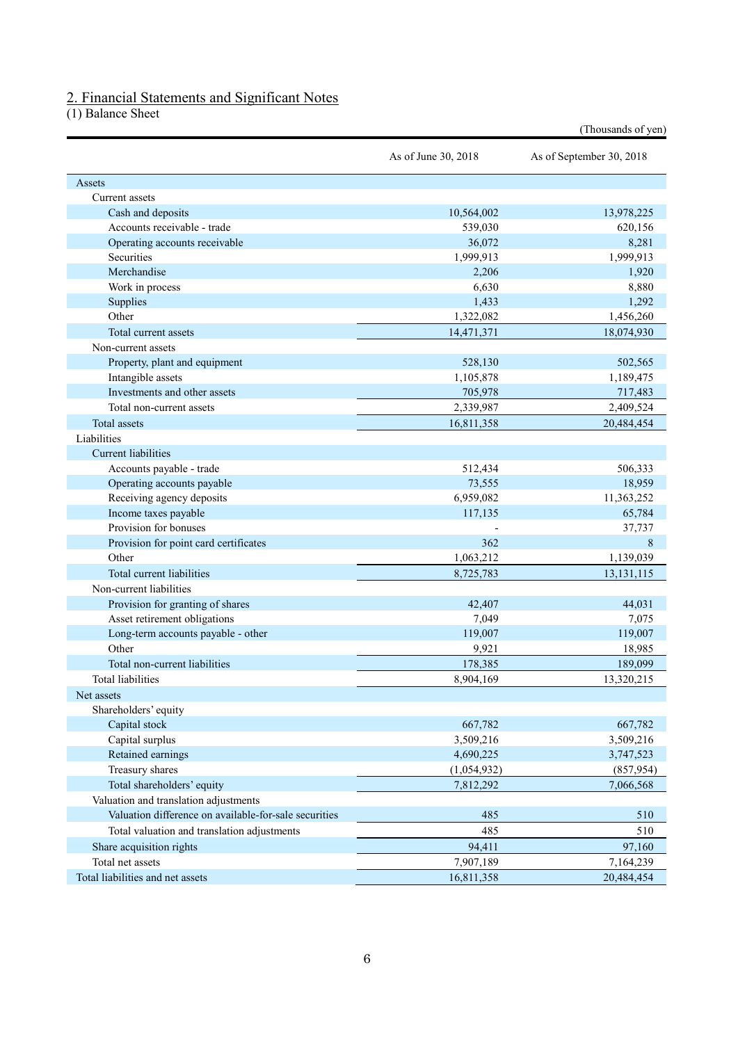## 2. Financial Statements and Significant Notes

(1) Balance Sheet

(Thousands of yen)

| | As of June 30, 2018 | As of September 30, 2018 |
|---|---|---|
| Assets | | |
| Current assets | | |
| Cash and deposits | 10,564,002 | 13,978,225 |
| Accounts receivable - trade | 539,030 | 620,156 |
| Operating accounts receivable | 36,072 | 8,281 |
| Securities | 1,999,913 | 1,999,913 |
| Merchandise | 2,206 | 1,920 |
| Work in process | 6,630 | 8,880 |
| Supplies | 1,433 | 1,292 |
| Other | 1,322,082 | 1,456,260 |
| Total current assets | 14,471,371 | 18,074,930 |
| Non-current assets | | |
| Property, plant and equipment | 528,130 | 502,565 |
| Intangible assets | 1,105,878 | 1,189,475 |
| Investments and other assets | 705,978 | 717,483 |
| Total non-current assets | 2,339,987 | 2,409,524 |
| Total assets | 16,811,358 | 20,484,454 |
| Liabilities | | |
| Current liabilities | | |
| Accounts payable - trade | 512,434 | 506,333 |
| Operating accounts payable | 73,555 | 18,959 |
| Receiving agency deposits | 6,959,082 | 11,363,252 |
| Income taxes payable | 117,135 | 65,784 |
| Provision for bonuses | - | 37,737 |
| Provision for point card certificates | 362 | 8 |
| Other | 1,063,212 | 1,139,039 |
| Total current liabilities | 8,725,783 | 13,131,115 |
| Non-current liabilities | | |
| Provision for granting of shares | 42,407 | 44,031 |
| Asset retirement obligations | 7,049 | 7,075 |
| Long-term accounts payable - other | 119,007 | 119,007 |
| Other | 9,921 | 18,985 |
| Total non-current liabilities | 178,385 | 189,099 |
| Total liabilities | 8,904,169 | 13,320,215 |
| Net assets | | |
| Shareholders' equity | | |
| Capital stock | 667,782 | 667,782 |
| Capital surplus | 3,509,216 | 3,509,216 |
| Retained earnings | 4,690,225 | 3,747,523 |
| Treasury shares | (1,054,932) | (857,954) |
| Total shareholders' equity | 7,812,292 | 7,066,568 |
| Valuation and translation adjustments | | |
| Valuation difference on available-for-sale securities | 485 | 510 |
| Total valuation and translation adjustments | 485 | 510 |
| Share acquisition rights | 94,411 | 97,160 |
| Total net assets | 7,907,189 | 7,164,239 |
| Total liabilities and net assets | 16,811,358 | 20,484,454 |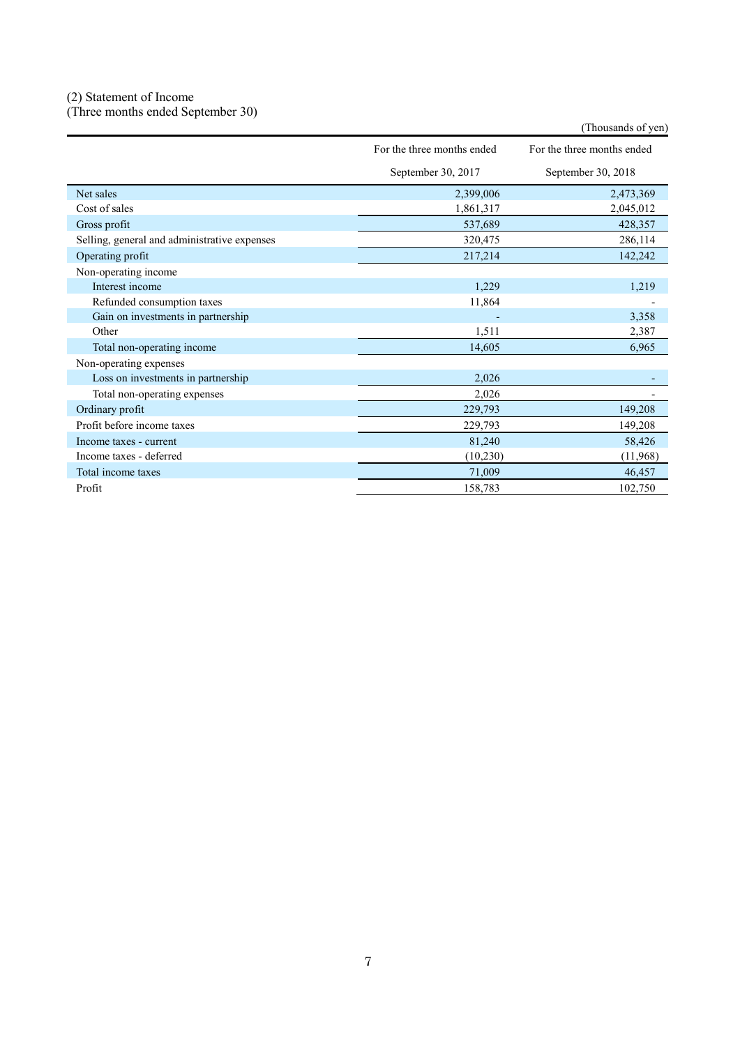(2) Statement of Income
(Three months ended September 30)

(Thousands of yen)

| | For the three months ended September 30, 2017 | For the three months ended September 30, 2018 |
|---|---|---|
| Net sales | 2,399,006 | 2,473,369 |
| Cost of sales | 1,861,317 | 2,045,012 |
| Gross profit | 537,689 | 428,357 |
| Selling, general and administrative expenses | 320,475 | 286,114 |
| Operating profit | 217,214 | 142,242 |
| Non-operating income | | |
| Interest income | 1,229 | 1,219 |
| Refunded consumption taxes | 11,864 | - |
| Gain on investments in partnership | - | 3,358 |
| Other | 1,511 | 2,387 |
| Total non-operating income | 14,605 | 6,965 |
| Non-operating expenses | | |
| Loss on investments in partnership | 2,026 | - |
| Total non-operating expenses | 2,026 | - |
| Ordinary profit | 229,793 | 149,208 |
| Profit before income taxes | 229,793 | 149,208 |
| Income taxes - current | 81,240 | 58,426 |
| Income taxes - deferred | (10,230) | (11,968) |
| Total income taxes | 71,009 | 46,457 |
| Profit | 158,783 | 102,750 |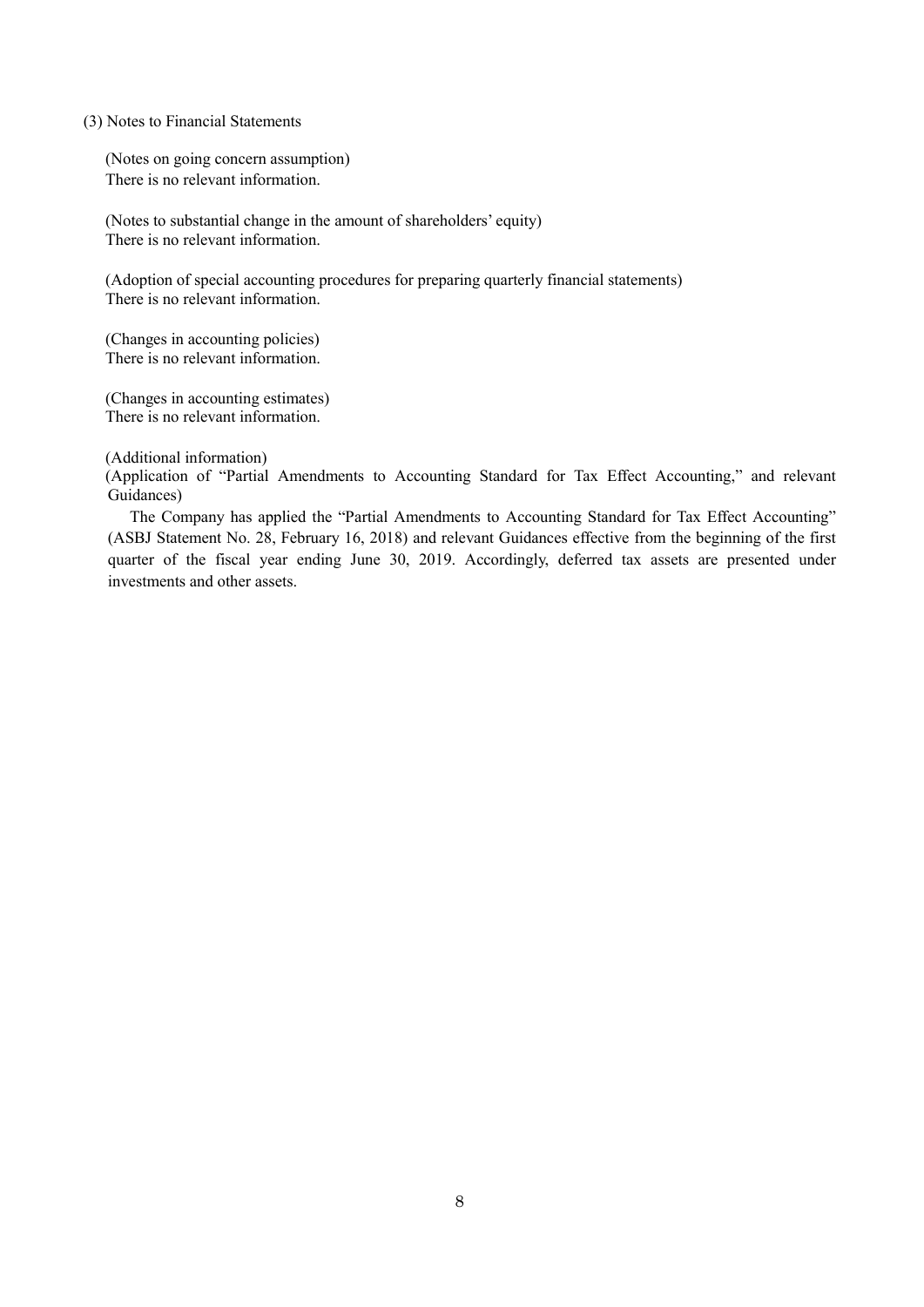### (3) Notes to Financial Statements

(Notes on going concern assumption)
There is no relevant information.

(Notes to substantial change in the amount of shareholders' equity)
There is no relevant information.

(Adoption of special accounting procedures for preparing quarterly financial statements)
There is no relevant information.

(Changes in accounting policies)
There is no relevant information.

(Changes in accounting estimates)
There is no relevant information.

(Additional information)

(Application of "Partial Amendments to Accounting Standard for Tax Effect Accounting," and relevant Guidances)

The Company has applied the "Partial Amendments to Accounting Standard for Tax Effect Accounting" (ASBJ Statement No. 28, February 16, 2018) and relevant Guidances effective from the beginning of the first quarter of the fiscal year ending June 30, 2019. Accordingly, deferred tax assets are presented under investments and other assets.